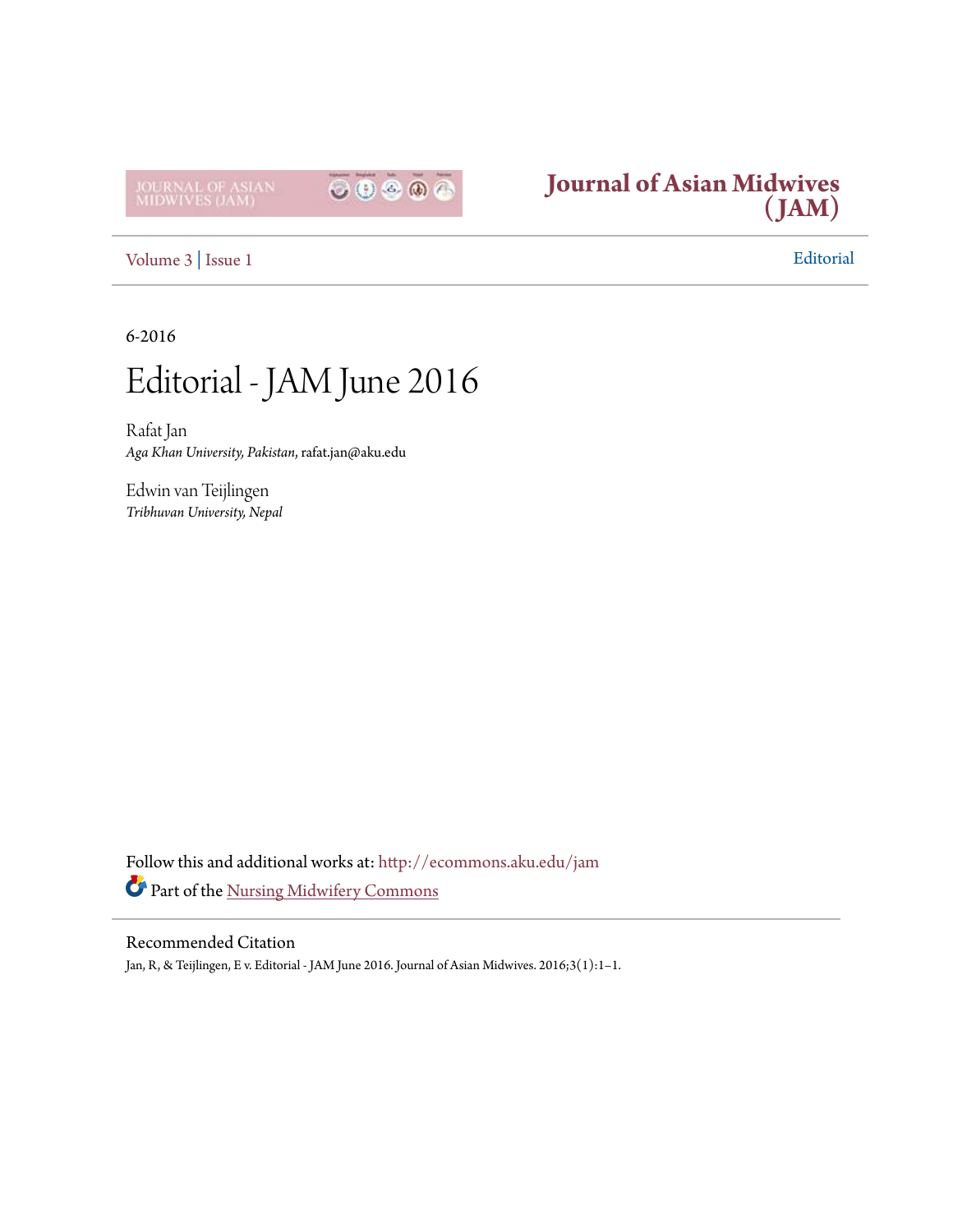Journal of Asian Midwives (JAM)

Volume 3 | Issue 1

Editorial

6-2016

# Editorial - JAM June 2016

Rafat Jan
*Aga Khan University, Pakistan*, rafat.jan@aku.edu

Edwin van Teijlingen
*Tribhuvan University, Nepal*

Follow this and additional works at: http://ecommons.aku.edu/jam

Part of the Nursing Midwifery Commons

## Recommended Citation

Jan, R, & Teijlingen, E v. Editorial - JAM June 2016. Journal of Asian Midwives. 2016;3(1):1–1.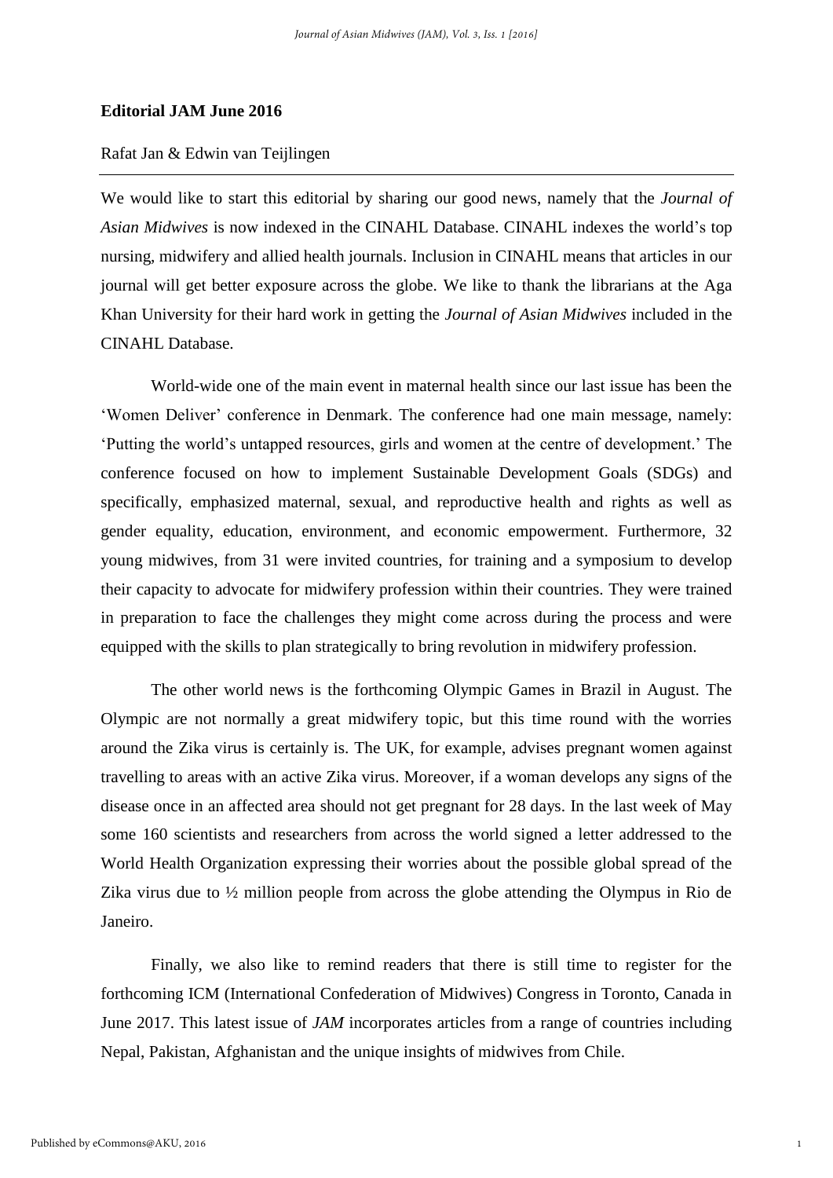**Editorial JAM June 2016**

Rafat Jan & Edwin van Teijlingen

---

We would like to start this editorial by sharing our good news, namely that the *Journal of Asian Midwives* is now indexed in the CINAHL Database. CINAHL indexes the world's top nursing, midwifery and allied health journals. Inclusion in CINAHL means that articles in our journal will get better exposure across the globe. We like to thank the librarians at the Aga Khan University for their hard work in getting the *Journal of Asian Midwives* included in the CINAHL Database.

World-wide one of the main event in maternal health since our last issue has been the 'Women Deliver' conference in Denmark. The conference had one main message, namely: 'Putting the world's untapped resources, girls and women at the centre of development.' The conference focused on how to implement Sustainable Development Goals (SDGs) and specifically, emphasized maternal, sexual, and reproductive health and rights as well as gender equality, education, environment, and economic empowerment. Furthermore, 32 young midwives, from 31 were invited countries, for training and a symposium to develop their capacity to advocate for midwifery profession within their countries. They were trained in preparation to face the challenges they might come across during the process and were equipped with the skills to plan strategically to bring revolution in midwifery profession.

The other world news is the forthcoming Olympic Games in Brazil in August. The Olympic are not normally a great midwifery topic, but this time round with the worries around the Zika virus is certainly is. The UK, for example, advises pregnant women against travelling to areas with an active Zika virus. Moreover, if a woman develops any signs of the disease once in an affected area should not get pregnant for 28 days. In the last week of May some 160 scientists and researchers from across the world signed a letter addressed to the World Health Organization expressing their worries about the possible global spread of the Zika virus due to ½ million people from across the globe attending the Olympus in Rio de Janeiro.

Finally, we also like to remind readers that there is still time to register for the forthcoming ICM (International Confederation of Midwives) Congress in Toronto, Canada in June 2017. This latest issue of *JAM* incorporates articles from a range of countries including Nepal, Pakistan, Afghanistan and the unique insights of midwives from Chile.